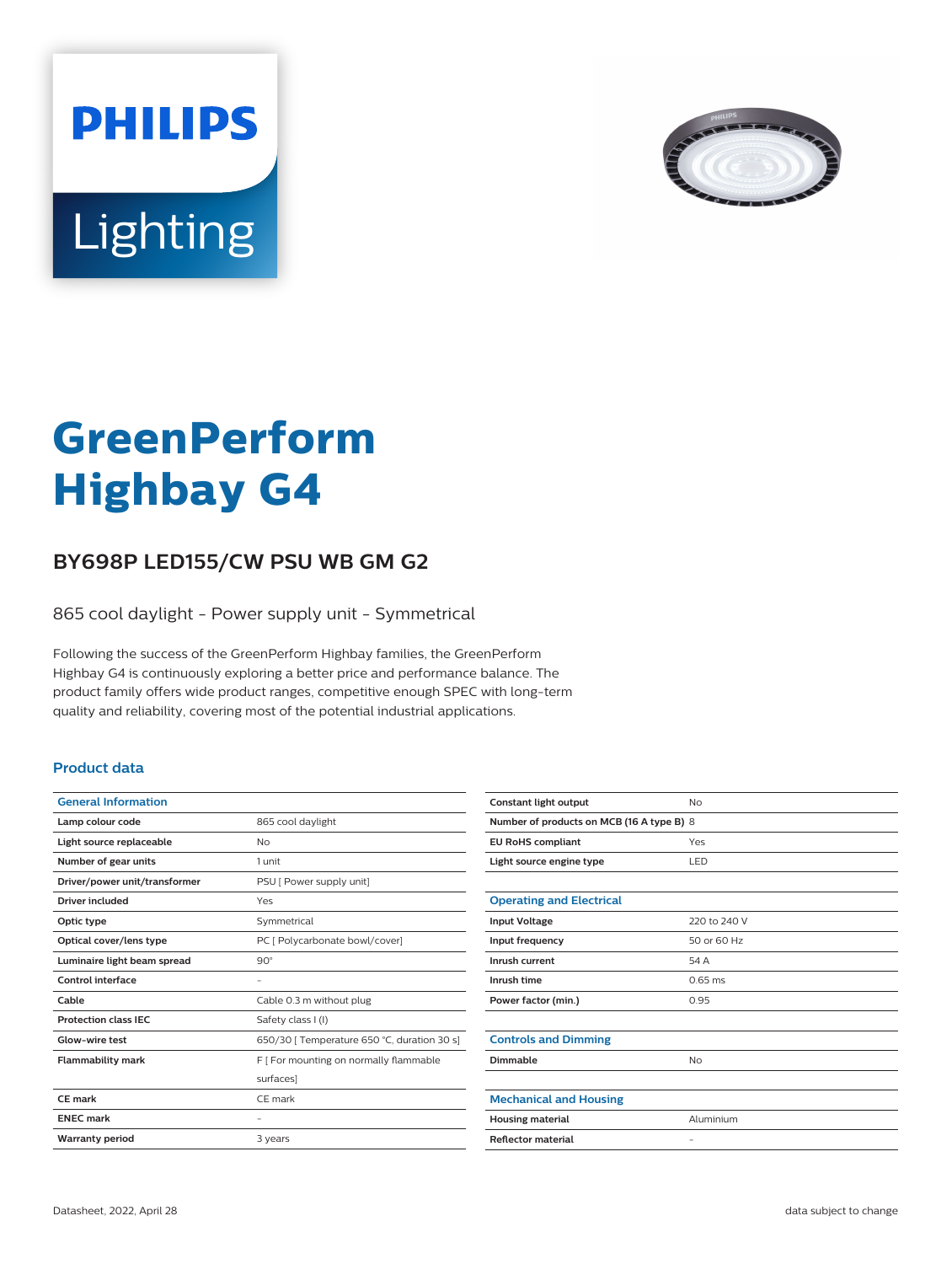# GreenPerform Highbay G4

## BY698P LED155/CW PSU WB GM G2

865 cool daylight - Power supply unit - Symmetrical

Following the success of the GreenPerform Highbay families, the GreenPerform Highbay G4 is continuously exploring a better price and performance balance. The product family offers wide product ranges, competitive enough SPEC with long-term quality and reliability, covering most of the potential industrial applications.

### Product data

| General Information | |
|---|---|
| Lamp colour code | 865 cool daylight |
| Light source replaceable | No |
| Number of gear units | 1 unit |
| Driver/power unit/transformer | PSU [ Power supply unit] |
| Driver included | Yes |
| Optic type | Symmetrical |
| Optical cover/lens type | PC [ Polycarbonate bowl/cover] |
| Luminaire light beam spread | 90° |
| Control interface | - |
| Cable | Cable 0.3 m without plug |
| Protection class IEC | Safety class I (I) |
| Glow-wire test | 650/30 [ Temperature 650 °C, duration 30 s] |
| Flammability mark | F [ For mounting on normally flammable surfaces] |
| CE mark | CE mark |
| ENEC mark | - |
| Warranty period | 3 years |
| Constant light output | No |
| Number of products on MCB (16 A type B) | 8 |
| EU RoHS compliant | Yes |
| Light source engine type | LED |

| Operating and Electrical | |
|---|---|
| Input Voltage | 220 to 240 V |
| Input frequency | 50 or 60 Hz |
| Inrush current | 54 A |
| Inrush time | 0.65 ms |
| Power factor (min.) | 0.95 |

| Controls and Dimming | |
|---|---|
| Dimmable | No |

| Mechanical and Housing | |
|---|---|
| Housing material | Aluminium |
| Reflector material | - |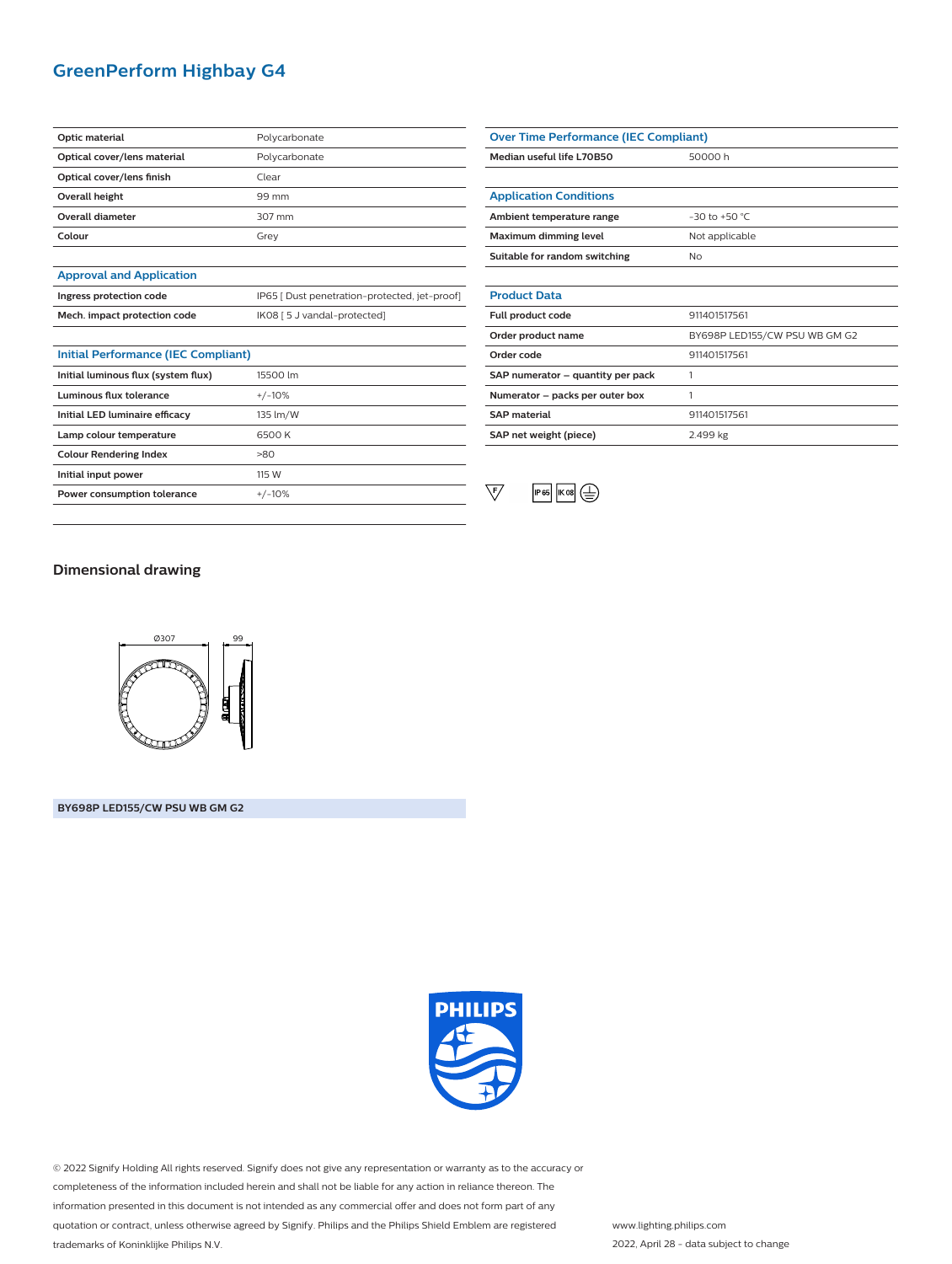# GreenPerform Highbay G4

| | |
|---|---|
| Optic material | Polycarbonate |
| Optical cover/lens material | Polycarbonate |
| Optical cover/lens finish | Clear |
| Overall height | 99 mm |
| Overall diameter | 307 mm |
| Colour | Grey |

### Approval and Application

| | |
|---|---|
| Ingress protection code | IP65 [ Dust penetration-protected, jet-proof] |
| Mech. impact protection code | IK08 [ 5 J vandal-protected] |

### Initial Performance (IEC Compliant)

| | |
|---|---|
| Initial luminous flux (system flux) | 15500 lm |
| Luminous flux tolerance | +/-10% |
| Initial LED luminaire efficacy | 135 lm/W |
| Lamp colour temperature | 6500 K |
| Colour Rendering Index | >80 |
| Initial input power | 115 W |
| Power consumption tolerance | +/-10% |

### Over Time Performance (IEC Compliant)

| | |
|---|---|
| Median useful life L70B50 | 50000 h |

### Application Conditions

| | |
|---|---|
| Ambient temperature range | -30 to +50 °C |
| Maximum dimming level | Not applicable |
| Suitable for random switching | No |

### Product Data

| | |
|---|---|
| Full product code | 911401517561 |
| Order product name | BY698P LED155/CW PSU WB GM G2 |
| Order code | 911401517561 |
| SAP numerator – quantity per pack | 1 |
| Numerator – packs per outer box | 1 |
| SAP material | 911401517561 |
| SAP net weight (piece) | 2.499 kg |

F IP65 IK08

## Dimensional drawing

Ø307

99

**BY698P LED155/CW PSU WB GM G2**

PHILIPS

© 2022 Signify Holding All rights reserved. Signify does not give any representation or warranty as to the accuracy or completeness of the information included herein and shall not be liable for any action in reliance thereon. The information presented in this document is not intended as any commercial offer and does not form part of any quotation or contract, unless otherwise agreed by Signify. Philips and the Philips Shield Emblem are registered trademarks of Koninklijke Philips N.V.

www.lighting.philips.com

2022, April 28 - data subject to change